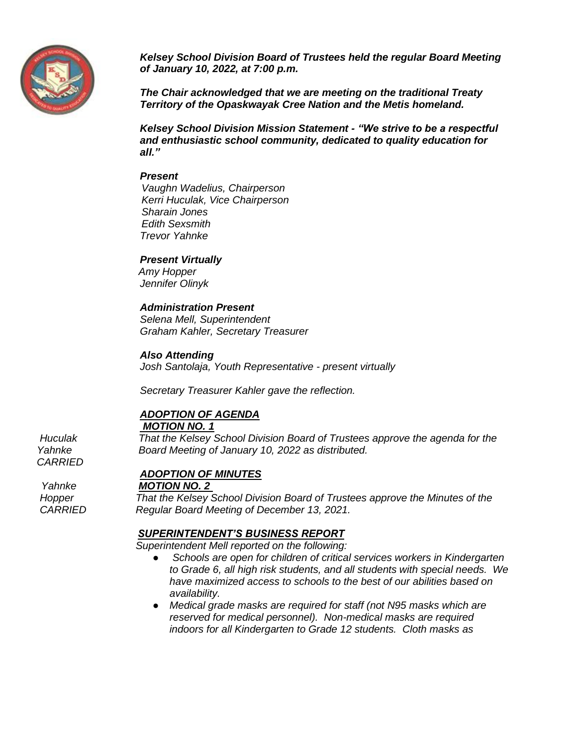***Kelsey School Division Board of Trustees held the regular Board Meeting of January 10, 2022, at 7:00 p.m.***

***The Chair acknowledged that we are meeting on the traditional Treaty Territory of the Opaskwayak Cree Nation and the Metis homeland.***

***Kelsey School Division Mission Statement - "We strive to be a respectful and enthusiastic school community, dedicated to quality education for all."***

***Present***
*Vaughn Wadelius, Chairperson*
*Kerri Huculak, Vice Chairperson*
*Sharain Jones*
*Edith Sexsmith*
*Trevor Yahnke*

***Present Virtually***
*Amy Hopper*
*Jennifer Olinyk*

***Administration Present***
*Selena Mell, Superintendent*
*Graham Kahler, Secretary Treasurer*

***Also Attending***
*Josh Santolaja, Youth Representative - present virtually*

*Secretary Treasurer Kahler gave the reflection.*

***ADOPTION OF AGENDA***

***MOTION NO. 1***

*Huculak*
*Yahnke*
*CARRIED*

*That the Kelsey School Division Board of Trustees approve the agenda for the Board Meeting of January 10, 2022 as distributed.*

***ADOPTION OF MINUTES***

***MOTION NO. 2***

*Yahnke*
*Hopper*
*CARRIED*

*That the Kelsey School Division Board of Trustees approve the Minutes of the Regular Board Meeting of December 13, 2021.*

***SUPERINTENDENT'S BUSINESS REPORT***

*Superintendent Mell reported on the following:*

- *Schools are open for children of critical services workers in Kindergarten to Grade 6, all high risk students, and all students with special needs. We have maximized access to schools to the best of our abilities based on availability.*
- *Medical grade masks are required for staff (not N95 masks which are reserved for medical personnel). Non-medical masks are required indoors for all Kindergarten to Grade 12 students. Cloth masks as*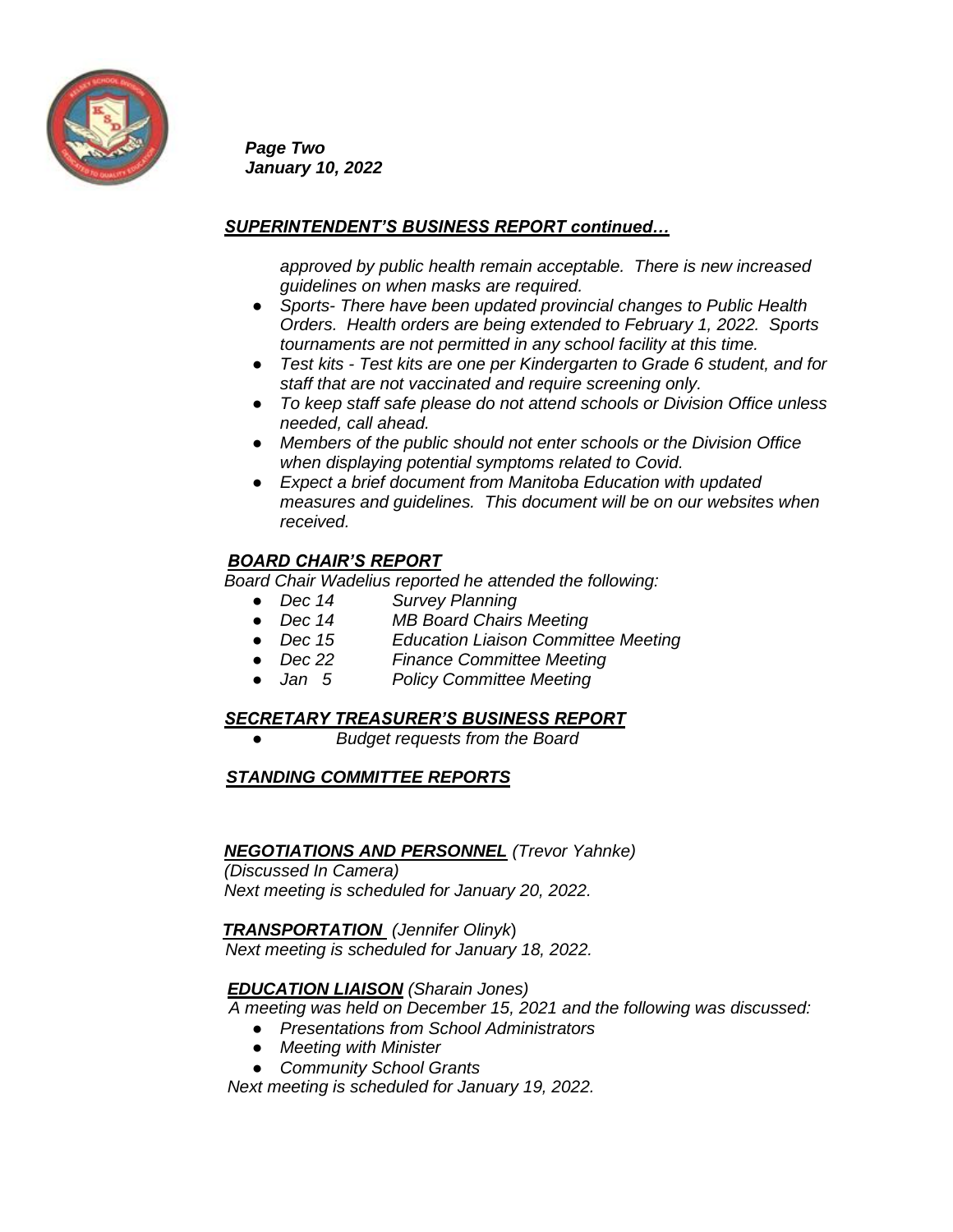*Page Two*
*January 10, 2022*

## ***SUPERINTENDENT'S BUSINESS REPORT continued…***

*approved by public health remain acceptable. There is new increased guidelines on when masks are required.*

- *Sports- There have been updated provincial changes to Public Health Orders. Health orders are being extended to February 1, 2022. Sports tournaments are not permitted in any school facility at this time.*
- *Test kits - Test kits are one per Kindergarten to Grade 6 student, and for staff that are not vaccinated and require screening only.*
- *To keep staff safe please do not attend schools or Division Office unless needed, call ahead.*
- *Members of the public should not enter schools or the Division Office when displaying potential symptoms related to Covid.*
- *Expect a brief document from Manitoba Education with updated measures and guidelines. This document will be on our websites when received.*

## ***BOARD CHAIR'S REPORT***

*Board Chair Wadelius reported he attended the following:*

- *Dec 14 Survey Planning*
- *Dec 14 MB Board Chairs Meeting*
- *Dec 15 Education Liaison Committee Meeting*
- *Dec 22 Finance Committee Meeting*
- *Jan 5 Policy Committee Meeting*

## ***SECRETARY TREASURER'S BUSINESS REPORT***

- *Budget requests from the Board*

## ***STANDING COMMITTEE REPORTS***

***NEGOTIATIONS AND PERSONNEL*** *(Trevor Yahnke)*
*(Discussed In Camera)*
*Next meeting is scheduled for January 20, 2022.*

***TRANSPORTATION*** *(Jennifer Olinyk)*
*Next meeting is scheduled for January 18, 2022.*

***EDUCATION LIAISON*** *(Sharain Jones)*
*A meeting was held on December 15, 2021 and the following was discussed:*

- *Presentations from School Administrators*
- *Meeting with Minister*
- *Community School Grants*

*Next meeting is scheduled for January 19, 2022.*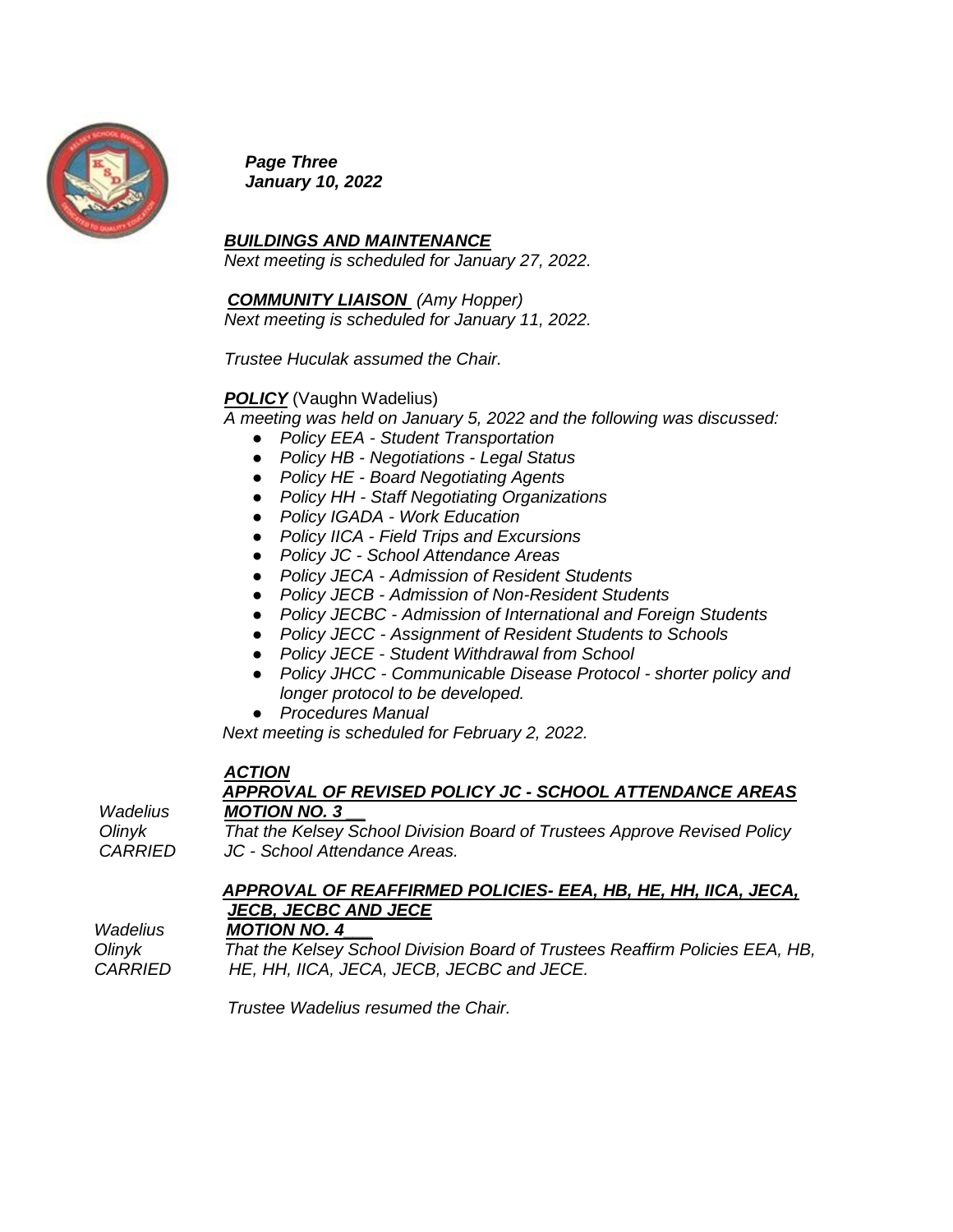*Page Three*
*January 10, 2022*

***BUILDINGS AND MAINTENANCE***

*Next meeting is scheduled for January 27, 2022.*

***COMMUNITY LIAISON*** *(Amy Hopper)*

*Next meeting is scheduled for January 11, 2022.*

*Trustee Huculak assumed the Chair.*

***POLICY*** (Vaughn Wadelius)

*A meeting was held on January 5, 2022 and the following was discussed:*

- *Policy EEA - Student Transportation*
- *Policy HB - Negotiations - Legal Status*
- *Policy HE - Board Negotiating Agents*
- *Policy HH - Staff Negotiating Organizations*
- *Policy IGADA - Work Education*
- *Policy IICA - Field Trips and Excursions*
- *Policy JC - School Attendance Areas*
- *Policy JECA - Admission of Resident Students*
- *Policy JECB - Admission of Non-Resident Students*
- *Policy JECBC - Admission of International and Foreign Students*
- *Policy JECC - Assignment of Resident Students to Schools*
- *Policy JECE - Student Withdrawal from School*
- *Policy JHCC - Communicable Disease Protocol - shorter policy and longer protocol to be developed.*
- *Procedures Manual*

*Next meeting is scheduled for February 2, 2022.*

***ACTION***

***APPROVAL OF REVISED POLICY JC - SCHOOL ATTENDANCE AREAS***

*Wadelius* ***MOTION NO. 3***
*Olinyk* *That the Kelsey School Division Board of Trustees Approve Revised Policy JC - School Attendance Areas.*
*CARRIED*

***APPROVAL OF REAFFIRMED POLICIES- EEA, HB, HE, HH, IICA, JECA, JECB, JECBC AND JECE***

*Wadelius* ***MOTION NO. 4***
*Olinyk* *That the Kelsey School Division Board of Trustees Reaffirm Policies EEA, HB, HE, HH, IICA, JECA, JECB, JECBC and JECE.*
*CARRIED*

*Trustee Wadelius resumed the Chair.*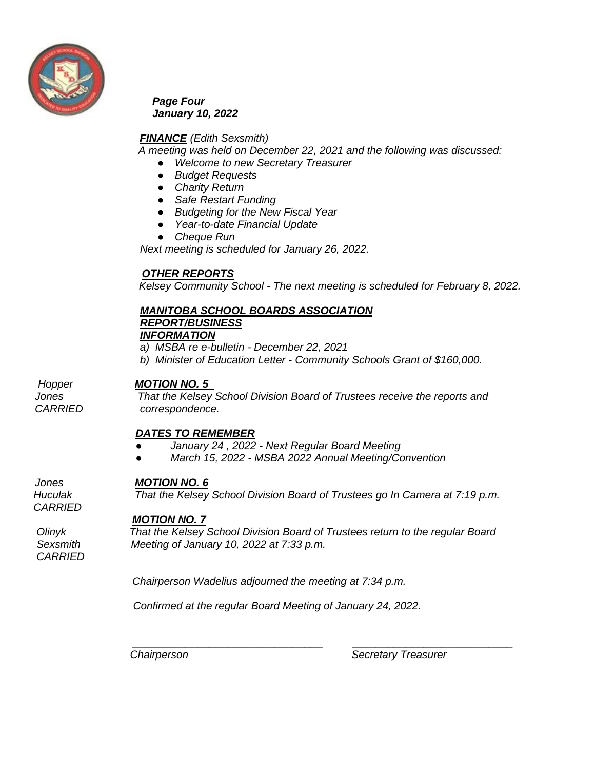*Page Four*
*January 10, 2022*

***FINANCE*** *(Edith Sexsmith)*
*A meeting was held on December 22, 2021 and the following was discussed:*

- *Welcome to new Secretary Treasurer*
- *Budget Requests*
- *Charity Return*
- *Safe Restart Funding*
- *Budgeting for the New Fiscal Year*
- *Year-to-date Financial Update*
- *Cheque Run*

*Next meeting is scheduled for January 26, 2022.*

***OTHER REPORTS***
*Kelsey Community School - The next meeting is scheduled for February 8, 2022.*

***MANITOBA SCHOOL BOARDS ASSOCIATION REPORT/BUSINESS***
***INFORMATION***
*a) MSBA re e-bulletin - December 22, 2021*
*b) Minister of Education Letter - Community Schools Grant of $160,000.*

*Hopper*
*Jones*
*CARRIED*

***MOTION NO. 5***
*That the Kelsey School Division Board of Trustees receive the reports and correspondence.*

***DATES TO REMEMBER***

- *January 24 , 2022 - Next Regular Board Meeting*
- *March 15, 2022 - MSBA 2022 Annual Meeting/Convention*

*Jones*
*Huculak*
*CARRIED*

***MOTION NO. 6***
*That the Kelsey School Division Board of Trustees go In Camera at 7:19 p.m.*

*Olinyk*
*Sexsmith*
*CARRIED*

***MOTION NO. 7***
*That the Kelsey School Division Board of Trustees return to the regular Board Meeting of January 10, 2022 at 7:33 p.m.*

*Chairperson Wadelius adjourned the meeting at 7:34 p.m.*

*Confirmed at the regular Board Meeting of January 24, 2022.*

*______________________________* *Chairperson*

*______________________________* *Secretary Treasurer*